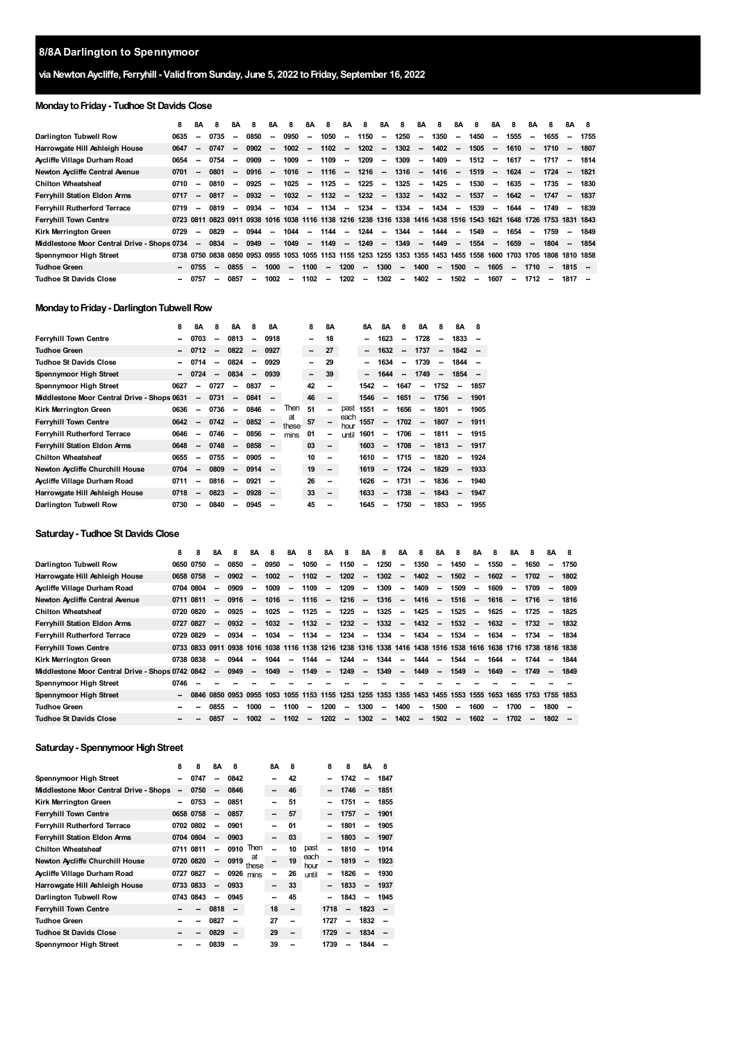# 8/8A Darlington to Spennymoor

## via Newton Aycliffe, Ferryhill - Valid from Sunday, June 5, 2022 to Friday, September 16, 2022

### Monday to Friday - Tudhoe St Davids Close

| | 8 | 8A | 8 | 8A | 8 | 8A | 8 | 8A | 8 | 8A | 8 | 8A | 8 | 8A | 8 | 8A | 8 | 8A | 8 | 8A | 8 | 8A | 8 |
|---|---|---|---|---|---|---|---|---|---|---|---|---|---|---|---|---|---|---|---|---|---|---|---|
| Darlington Tubwell Row | 0635 | -- | 0735 | -- | 0850 | -- | 0950 | -- | 1050 | -- | 1150 | -- | 1250 | -- | 1350 | -- | 1450 | -- | 1555 | -- | 1655 | -- | 1755 |
| Harrowgate Hill Ashleigh House | 0647 | -- | 0747 | -- | 0902 | -- | 1002 | -- | 1102 | -- | 1202 | -- | 1302 | -- | 1402 | -- | 1505 | -- | 1610 | -- | 1710 | -- | 1807 |
| Aycliffe Village Durham Road | 0654 | -- | 0754 | -- | 0909 | -- | 1009 | -- | 1109 | -- | 1209 | -- | 1309 | -- | 1409 | -- | 1512 | -- | 1617 | -- | 1717 | -- | 1814 |
| Newton Aycliffe Central Avenue | 0701 | -- | 0801 | -- | 0916 | -- | 1016 | -- | 1116 | -- | 1216 | -- | 1316 | -- | 1416 | -- | 1519 | -- | 1624 | -- | 1724 | -- | 1821 |
| Chilton Wheatsheaf | 0710 | -- | 0810 | -- | 0925 | -- | 1025 | -- | 1125 | -- | 1225 | -- | 1325 | -- | 1425 | -- | 1530 | -- | 1635 | -- | 1735 | -- | 1830 |
| Ferryhill Station Eldon Arms | 0717 | -- | 0817 | -- | 0932 | -- | 1032 | -- | 1132 | -- | 1232 | -- | 1332 | -- | 1432 | -- | 1537 | -- | 1642 | -- | 1747 | -- | 1837 |
| Ferryhill Rutherford Terrace | 0719 | -- | 0819 | -- | 0934 | -- | 1034 | -- | 1134 | -- | 1234 | -- | 1334 | -- | 1434 | -- | 1539 | -- | 1644 | -- | 1749 | -- | 1839 |
| Ferryhill Town Centre | 0723 | 0811 | 0823 | 0911 | 0938 | 1016 | 1038 | 1116 | 1138 | 1216 | 1238 | 1316 | 1338 | 1416 | 1438 | 1516 | 1543 | 1621 | 1648 | 1726 | 1753 | 1831 | 1843 |
| Kirk Merrington Green | 0729 | -- | 0829 | -- | 0944 | -- | 1044 | -- | 1144 | -- | 1244 | -- | 1344 | -- | 1444 | -- | 1549 | -- | 1654 | -- | 1759 | -- | 1849 |
| Middlestone Moor Central Drive - Shops | 0734 | -- | 0834 | -- | 0949 | -- | 1049 | -- | 1149 | -- | 1249 | -- | 1349 | -- | 1449 | -- | 1554 | -- | 1659 | -- | 1804 | -- | 1854 |
| Spennymoor High Street | 0738 | 0750 | 0838 | 0850 | 0953 | 0955 | 1053 | 1055 | 1153 | 1155 | 1253 | 1255 | 1353 | 1355 | 1453 | 1455 | 1558 | 1600 | 1703 | 1705 | 1808 | 1810 | 1858 |
| Tudhoe Green | -- | 0755 | -- | 0855 | -- | 1000 | -- | 1100 | -- | 1200 | -- | 1300 | -- | 1400 | -- | 1500 | -- | 1605 | -- | 1710 | -- | 1815 | -- |
| Tudhoe St Davids Close | -- | 0757 | -- | 0857 | -- | 1002 | -- | 1102 | -- | 1202 | -- | 1302 | -- | 1402 | -- | 1502 | -- | 1607 | -- | 1712 | -- | 1817 | -- |

### Monday to Friday - Darlington Tubwell Row

| | 8 | 8A | 8 | 8A | 8 | 8A | | 8 | 8A | | 8A | 8A | 8 | 8A | 8 | 8A | 8 |
|---|---|---|---|---|---|---|---|---|---|---|---|---|---|---|---|---|---|
| Ferryhill Town Centre | -- | 0703 | -- | 0813 | -- | 0918 | | -- | 18 | | -- | 1623 | -- | 1728 | -- | 1833 | -- |
| Tudhoe Green | -- | 0712 | -- | 0822 | -- | 0927 | | -- | 27 | | -- | 1632 | -- | 1737 | -- | 1842 | -- |
| Tudhoe St Davids Close | -- | 0714 | -- | 0824 | -- | 0929 | | -- | 29 | | -- | 1634 | -- | 1739 | -- | 1844 | -- |
| Spennymoor High Street | -- | 0724 | -- | 0834 | -- | 0939 | | -- | 39 | | -- | 1644 | -- | 1749 | -- | 1854 | -- |
| Spennymoor High Street | 0627 | -- | 0727 | -- | 0837 | -- | | 42 | -- | | 1542 | -- | 1647 | -- | 1752 | -- | 1857 |
| Middlestone Moor Central Drive - Shops | 0631 | -- | 0731 | -- | 0841 | -- | | 46 | -- | | 1546 | -- | 1651 | -- | 1756 | -- | 1901 |
| Kirk Merrington Green | 0636 | -- | 0736 | -- | 0846 | -- | Then at these mins | 51 | -- | past each hour until | 1551 | -- | 1656 | -- | 1801 | -- | 1905 |
| Ferryhill Town Centre | 0642 | -- | 0742 | -- | 0852 | -- | | 57 | -- | | 1557 | -- | 1702 | -- | 1807 | -- | 1911 |
| Ferryhill Rutherford Terrace | 0646 | -- | 0746 | -- | 0856 | -- | | 01 | -- | | 1601 | -- | 1706 | -- | 1811 | -- | 1915 |
| Ferryhill Station Eldon Arms | 0648 | -- | 0748 | -- | 0858 | -- | | 03 | -- | | 1603 | -- | 1708 | -- | 1813 | -- | 1917 |
| Chilton Wheatsheaf | 0655 | -- | 0755 | -- | 0905 | -- | | 10 | -- | | 1610 | -- | 1715 | -- | 1820 | -- | 1924 |
| Newton Aycliffe Churchill House | 0704 | -- | 0809 | -- | 0914 | -- | | 19 | -- | | 1619 | -- | 1724 | -- | 1829 | -- | 1933 |
| Aycliffe Village Durham Road | 0711 | -- | 0816 | -- | 0921 | -- | | 26 | -- | | 1626 | -- | 1731 | -- | 1836 | -- | 1940 |
| Harrowgate Hill Ashleigh House | 0718 | -- | 0823 | -- | 0928 | -- | | 33 | -- | | 1633 | -- | 1738 | -- | 1843 | -- | 1947 |
| Darlington Tubwell Row | 0730 | -- | 0840 | -- | 0945 | -- | | 45 | -- | | 1645 | -- | 1750 | -- | 1853 | -- | 1955 |

### Saturday - Tudhoe St Davids Close

| | 8 | 8 | 8A | 8 | 8A | 8 | 8A | 8 | 8A | 8 | 8A | 8 | 8A | 8 | 8A | 8 | 8A | 8 | 8A | 8 | 8A | 8 |
|---|---|---|---|---|---|---|---|---|---|---|---|---|---|---|---|---|---|---|---|---|---|---|
| Darlington Tubwell Row | 0650 | 0750 | -- | 0850 | -- | 0950 | -- | 1050 | -- | 1150 | -- | 1250 | -- | 1350 | -- | 1450 | -- | 1550 | -- | 1650 | -- | 1750 |
| Harrowgate Hill Ashleigh House | 0658 | 0758 | -- | 0902 | -- | 1002 | -- | 1102 | -- | 1202 | -- | 1302 | -- | 1402 | -- | 1502 | -- | 1602 | -- | 1702 | -- | 1802 |
| Aycliffe Village Durham Road | 0704 | 0804 | -- | 0909 | -- | 1009 | -- | 1109 | -- | 1209 | -- | 1309 | -- | 1409 | -- | 1509 | -- | 1609 | -- | 1709 | -- | 1809 |
| Newton Aycliffe Central Avenue | 0711 | 0811 | -- | 0916 | -- | 1016 | -- | 1116 | -- | 1216 | -- | 1316 | -- | 1416 | -- | 1516 | -- | 1616 | -- | 1716 | -- | 1816 |
| Chilton Wheatsheaf | 0720 | 0820 | -- | 0925 | -- | 1025 | -- | 1125 | -- | 1225 | -- | 1325 | -- | 1425 | -- | 1525 | -- | 1625 | -- | 1725 | -- | 1825 |
| Ferryhill Station Eldon Arms | 0727 | 0827 | -- | 0932 | -- | 1032 | -- | 1132 | -- | 1232 | -- | 1332 | -- | 1432 | -- | 1532 | -- | 1632 | -- | 1732 | -- | 1832 |
| Ferryhill Rutherford Terrace | 0729 | 0829 | -- | 0934 | -- | 1034 | -- | 1134 | -- | 1234 | -- | 1334 | -- | 1434 | -- | 1534 | -- | 1634 | -- | 1734 | -- | 1834 |
| Ferryhill Town Centre | 0733 | 0833 | 0911 | 0938 | 1016 | 1038 | 1116 | 1138 | 1216 | 1238 | 1316 | 1338 | 1416 | 1438 | 1516 | 1538 | 1616 | 1638 | 1716 | 1738 | 1816 | 1838 |
| Kirk Merrington Green | 0738 | 0838 | -- | 0944 | -- | 1044 | -- | 1144 | -- | 1244 | -- | 1344 | -- | 1444 | -- | 1544 | -- | 1644 | -- | 1744 | -- | 1844 |
| Middlestone Moor Central Drive - Shops | 0742 | 0842 | -- | 0949 | -- | 1049 | -- | 1149 | -- | 1249 | -- | 1349 | -- | 1449 | -- | 1549 | -- | 1649 | -- | 1749 | -- | 1849 |
| Spennymoor High Street | 0746 | -- | -- | -- | -- | -- | -- | -- | -- | -- | -- | -- | -- | -- | -- | -- | -- | -- | -- | -- | -- | -- |
| Spennymoor High Street | -- | 0846 | 0850 | 0953 | 0955 | 1053 | 1055 | 1153 | 1155 | 1253 | 1255 | 1353 | 1355 | 1453 | 1455 | 1553 | 1555 | 1653 | 1655 | 1753 | 1755 | 1853 |
| Tudhoe Green | -- | -- | 0855 | -- | 1000 | -- | 1100 | -- | 1200 | -- | 1300 | -- | 1400 | -- | 1500 | -- | 1600 | -- | 1700 | -- | 1800 | -- |
| Tudhoe St Davids Close | -- | -- | 0857 | -- | 1002 | -- | 1102 | -- | 1202 | -- | 1302 | -- | 1402 | -- | 1502 | -- | 1602 | -- | 1702 | -- | 1802 | -- |

### Saturday - Spennymoor High Street

| | 8 | 8 | 8A | 8 | | 8A | 8 | | 8 | 8 | 8A | 8 |
|---|---|---|---|---|---|---|---|---|---|---|---|---|
| Spennymoor High Street | -- | 0747 | -- | 0842 | | -- | 42 | | -- | 1742 | -- | 1847 |
| Middlestone Moor Central Drive - Shops | -- | 0750 | -- | 0846 | | -- | 46 | | -- | 1746 | -- | 1851 |
| Kirk Merrington Green | -- | 0753 | -- | 0851 | | -- | 51 | | -- | 1751 | -- | 1855 |
| Ferryhill Town Centre | 0658 | 0758 | -- | 0857 | | -- | 57 | | -- | 1757 | -- | 1901 |
| Ferryhill Rutherford Terrace | 0702 | 0802 | -- | 0901 | | -- | 01 | | -- | 1801 | -- | 1905 |
| Ferryhill Station Eldon Arms | 0704 | 0804 | -- | 0903 | | -- | 03 | | -- | 1803 | -- | 1907 |
| Chilton Wheatsheaf | 0711 | 0811 | -- | 0910 | Then at these mins | -- | 10 | past each hour until | -- | 1810 | -- | 1914 |
| Newton Aycliffe Churchill House | 0720 | 0820 | -- | 0919 | | -- | 19 | | -- | 1819 | -- | 1923 |
| Aycliffe Village Durham Road | 0727 | 0827 | -- | 0926 | | -- | 26 | | -- | 1826 | -- | 1930 |
| Harrowgate Hill Ashleigh House | 0733 | 0833 | -- | 0933 | | -- | 33 | | -- | 1833 | -- | 1937 |
| Darlington Tubwell Row | 0743 | 0843 | -- | 0945 | | -- | 45 | | -- | 1843 | -- | 1945 |
| Ferryhill Town Centre | -- | -- | 0818 | -- | | 18 | -- | | 1718 | -- | 1823 | -- |
| Tudhoe Green | -- | -- | 0827 | -- | | 27 | -- | | 1727 | -- | 1832 | -- |
| Tudhoe St Davids Close | -- | -- | 0829 | -- | | 29 | -- | | 1729 | -- | 1834 | -- |
| Spennymoor High Street | -- | -- | 0839 | -- | | 39 | -- | | 1739 | -- | 1844 | -- |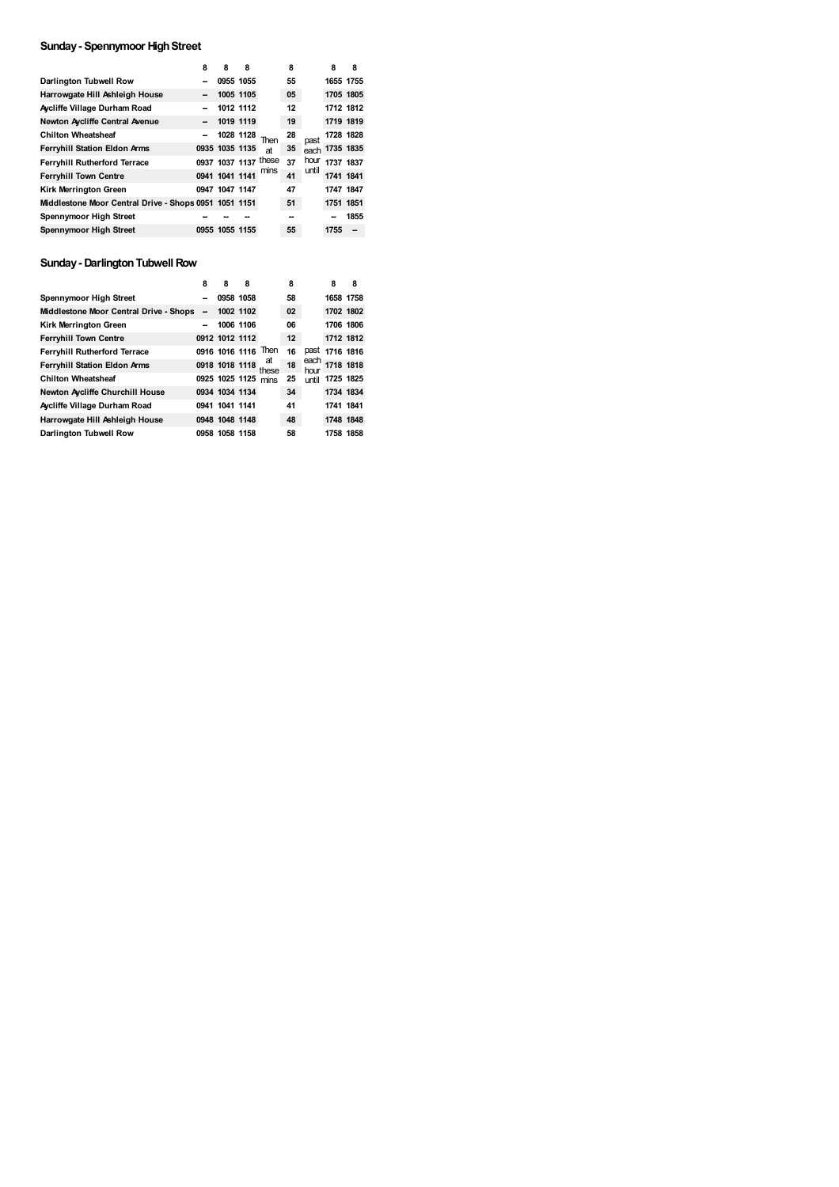## Sunday - Spennymoor High Street

| | 8 | 8 | 8 | | 8 | | 8 | 8 |
|---|---|---|---|---|---|---|---|---|
| Darlington Tubwell Row | – | 0955 | 1055 | | 55 | | 1655 | 1755 |
| Harrowgate Hill Ashleigh House | – | 1005 | 1105 | | 05 | | 1705 | 1805 |
| Aycliffe Village Durham Road | – | 1012 | 1112 | | 12 | | 1712 | 1812 |
| Newton Aycliffe Central Avenue | – | 1019 | 1119 | | 19 | | 1719 | 1819 |
| Chilton Wheatsheaf | – | 1028 | 1128 | Then | 28 | past | 1728 | 1828 |
| Ferryhill Station Eldon Arms | 0935 | 1035 | 1135 | at | 35 | each | 1735 | 1835 |
| Ferryhill Rutherford Terrace | 0937 | 1037 | 1137 | these | 37 | hour | 1737 | 1837 |
| Ferryhill Town Centre | 0941 | 1041 | 1141 | mins | 41 | until | 1741 | 1841 |
| Kirk Merrington Green | 0947 | 1047 | 1147 | | 47 | | 1747 | 1847 |
| Middlestone Moor Central Drive - Shops | 0951 | 1051 | 1151 | | 51 | | 1751 | 1851 |
| Spennymoor High Street | – | – | – | | – | | – | 1855 |
| Spennymoor High Street | 0955 | 1055 | 1155 | | 55 | | 1755 | – |

## Sunday - Darlington Tubwell Row

| | 8 | 8 | 8 | | 8 | | 8 | 8 |
|---|---|---|---|---|---|---|---|---|
| Spennymoor High Street | – | 0958 | 1058 | | 58 | | 1658 | 1758 |
| Middlestone Moor Central Drive - Shops | – | 1002 | 1102 | | 02 | | 1702 | 1802 |
| Kirk Merrington Green | – | 1006 | 1106 | | 06 | | 1706 | 1806 |
| Ferryhill Town Centre | 0912 | 1012 | 1112 | | 12 | | 1712 | 1812 |
| Ferryhill Rutherford Terrace | 0916 | 1016 | 1116 | Then | 16 | past | 1716 | 1816 |
| Ferryhill Station Eldon Arms | 0918 | 1018 | 1118 | at | 18 | each | 1718 | 1818 |
| Chilton Wheatsheaf | 0925 | 1025 | 1125 | these mins | 25 | hour until | 1725 | 1825 |
| Newton Aycliffe Churchill House | 0934 | 1034 | 1134 | | 34 | | 1734 | 1834 |
| Aycliffe Village Durham Road | 0941 | 1041 | 1141 | | 41 | | 1741 | 1841 |
| Harrowgate Hill Ashleigh House | 0948 | 1048 | 1148 | | 48 | | 1748 | 1848 |
| Darlington Tubwell Row | 0958 | 1058 | 1158 | | 58 | | 1758 | 1858 |